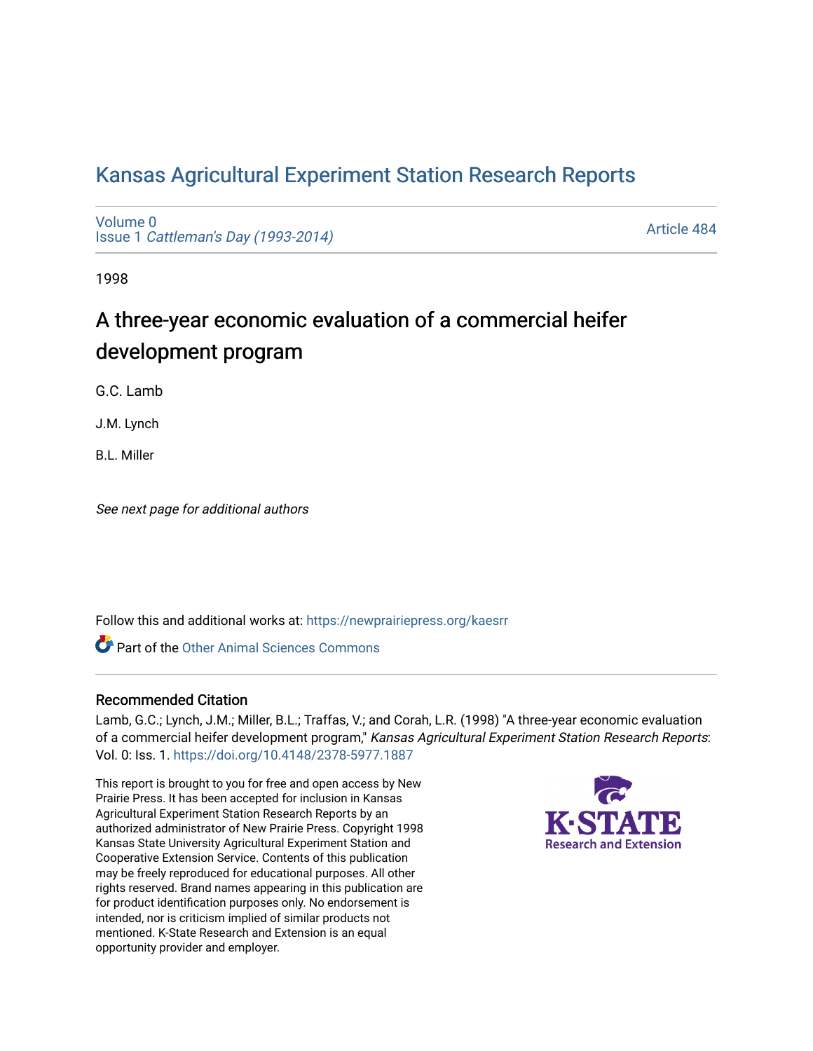# Kansas Agricultural Experiment Station Research Reports

Volume 0
Issue 1 *Cattleman's Day (1993-2014)*

Article 484

1998

## A three-year economic evaluation of a commercial heifer development program

G.C. Lamb

J.M. Lynch

B.L. Miller

*See next page for additional authors*

Follow this and additional works at: https://newprairiepress.org/kaesrr

Part of the Other Animal Sciences Commons

### Recommended Citation

Lamb, G.C.; Lynch, J.M.; Miller, B.L.; Traffas, V.; and Corah, L.R. (1998) "A three-year economic evaluation of a commercial heifer development program," *Kansas Agricultural Experiment Station Research Reports*: Vol. 0: Iss. 1. https://doi.org/10.4148/2378-5977.1887

This report is brought to you for free and open access by New Prairie Press. It has been accepted for inclusion in Kansas Agricultural Experiment Station Research Reports by an authorized administrator of New Prairie Press. Copyright 1998 Kansas State University Agricultural Experiment Station and Cooperative Extension Service. Contents of this publication may be freely reproduced for educational purposes. All other rights reserved. Brand names appearing in this publication are for product identification purposes only. No endorsement is intended, nor is criticism implied of similar products not mentioned. K-State Research and Extension is an equal opportunity provider and employer.

K-STATE Research and Extension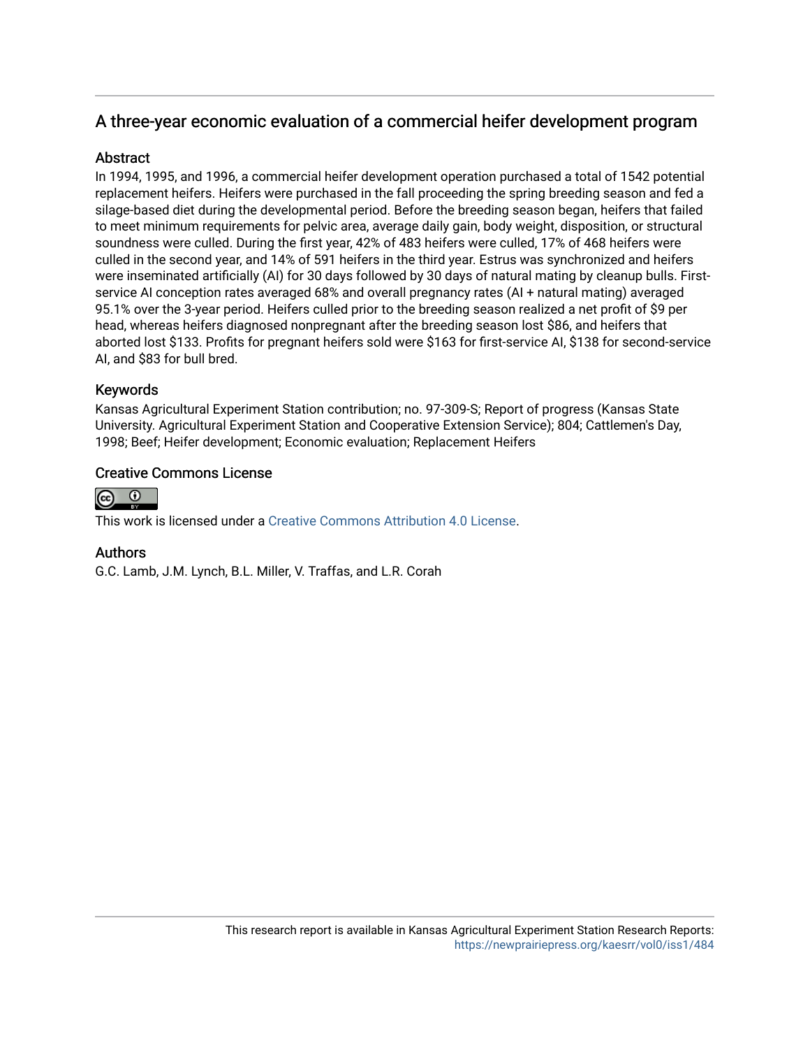## A three-year economic evaluation of a commercial heifer development program

### Abstract

In 1994, 1995, and 1996, a commercial heifer development operation purchased a total of 1542 potential replacement heifers. Heifers were purchased in the fall proceeding the spring breeding season and fed a silage-based diet during the developmental period. Before the breeding season began, heifers that failed to meet minimum requirements for pelvic area, average daily gain, body weight, disposition, or structural soundness were culled. During the first year, 42% of 483 heifers were culled, 17% of 468 heifers were culled in the second year, and 14% of 591 heifers in the third year. Estrus was synchronized and heifers were inseminated artificially (AI) for 30 days followed by 30 days of natural mating by cleanup bulls. First-service AI conception rates averaged 68% and overall pregnancy rates (AI + natural mating) averaged 95.1% over the 3-year period. Heifers culled prior to the breeding season realized a net profit of $9 per head, whereas heifers diagnosed nonpregnant after the breeding season lost $86, and heifers that aborted lost $133. Profits for pregnant heifers sold were $163 for first-service AI, $138 for second-service AI, and $83 for bull bred.

### Keywords

Kansas Agricultural Experiment Station contribution; no. 97-309-S; Report of progress (Kansas State University. Agricultural Experiment Station and Cooperative Extension Service); 804; Cattlemen's Day, 1998; Beef; Heifer development; Economic evaluation; Replacement Heifers

### Creative Commons License

This work is licensed under a Creative Commons Attribution 4.0 License.

### Authors

G.C. Lamb, J.M. Lynch, B.L. Miller, V. Traffas, and L.R. Corah

This research report is available in Kansas Agricultural Experiment Station Research Reports: https://newprairiepress.org/kaesrr/vol0/iss1/484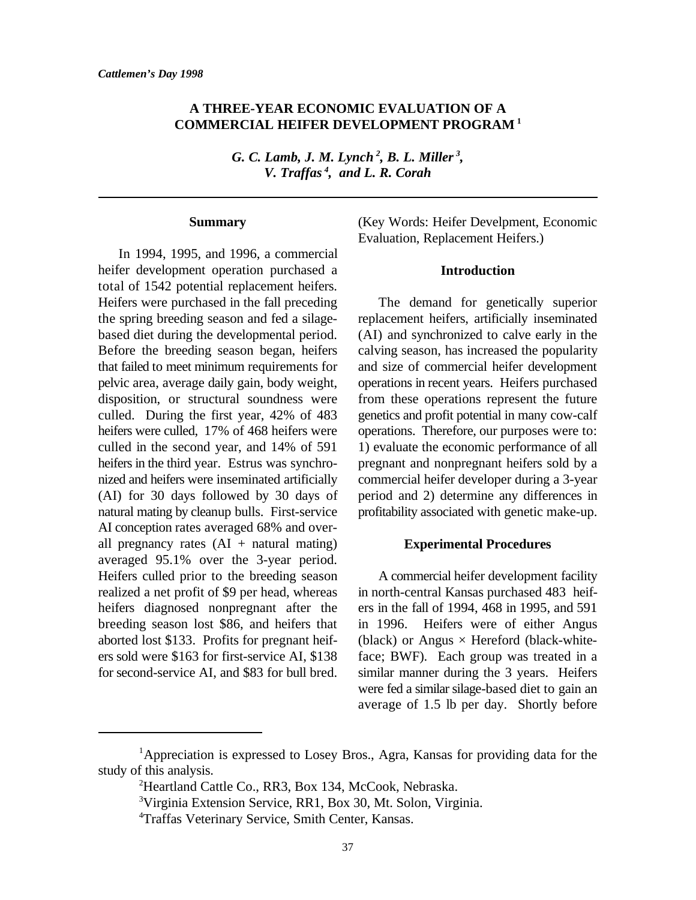*Cattlemen's Day 1998*

# A THREE-YEAR ECONOMIC EVALUATION OF A COMMERCIAL HEIFER DEVELOPMENT PROGRAM [1]

*G. C. Lamb, J. M. Lynch [2], B. L. Miller [3], V. Traffas [4], and L. R. Corah*

---

## Summary

In 1994, 1995, and 1996, a commercial heifer development operation purchased a total of 1542 potential replacement heifers. Heifers were purchased in the fall preceding the spring breeding season and fed a silage-based diet during the developmental period. Before the breeding season began, heifers that failed to meet minimum requirements for pelvic area, average daily gain, body weight, disposition, or structural soundness were culled. During the first year, 42% of 483 heifers were culled, 17% of 468 heifers were culled in the second year, and 14% of 591 heifers in the third year. Estrus was synchronized and heifers were inseminated artificially (AI) for 30 days followed by 30 days of natural mating by cleanup bulls. First-service AI conception rates averaged 68% and overall pregnancy rates (AI + natural mating) averaged 95.1% over the 3-year period. Heifers culled prior to the breeding season realized a net profit of $9 per head, whereas heifers diagnosed nonpregnant after the breeding season lost $86, and heifers that aborted lost $133. Profits for pregnant heifers sold were $163 for first-service AI, $138 for second-service AI, and $83 for bull bred.

(Key Words: Heifer Develpment, Economic Evaluation, Replacement Heifers.)

## Introduction

The demand for genetically superior replacement heifers, artificially inseminated (AI) and synchronized to calve early in the calving season, has increased the popularity and size of commercial heifer development operations in recent years. Heifers purchased from these operations represent the future genetics and profit potential in many cow-calf operations. Therefore, our purposes were to: 1) evaluate the economic performance of all pregnant and nonpregnant heifers sold by a commercial heifer developer during a 3-year period and 2) determine any differences in profitability associated with genetic make-up.

## Experimental Procedures

A commercial heifer development facility in north-central Kansas purchased 483 heifers in the fall of 1994, 468 in 1995, and 591 in 1996. Heifers were of either Angus (black) or Angus × Hereford (black-white-face; BWF). Each group was treated in a similar manner during the 3 years. Heifers were fed a similar silage-based diet to gain an average of 1.5 lb per day. Shortly before

---

[1] Appreciation is expressed to Losey Bros., Agra, Kansas for providing data for the study of this analysis.

[2] Heartland Cattle Co., RR3, Box 134, McCook, Nebraska.

[3] Virginia Extension Service, RR1, Box 30, Mt. Solon, Virginia.

[4] Traffas Veterinary Service, Smith Center, Kansas.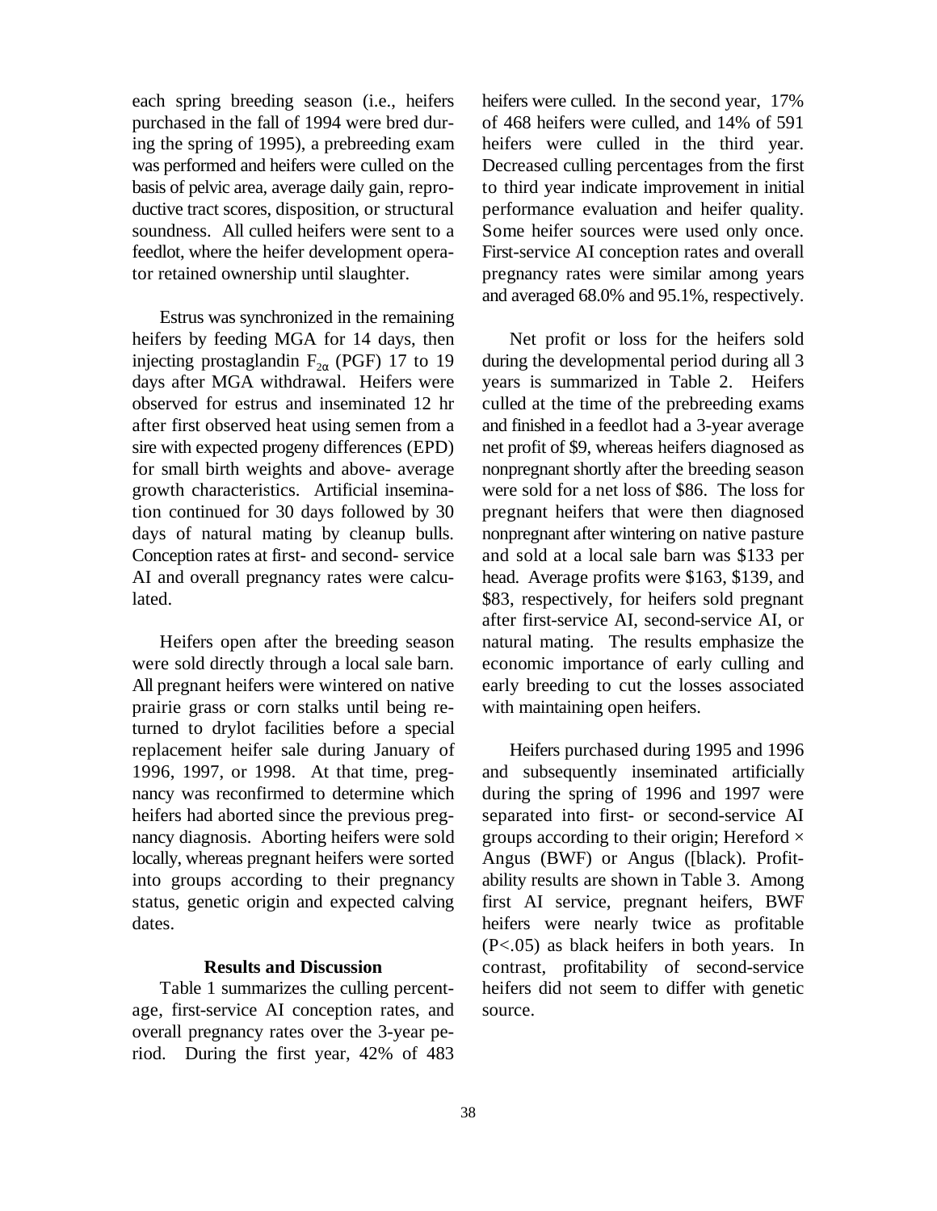each spring breeding season (i.e., heifers purchased in the fall of 1994 were bred during the spring of 1995), a prebreeding exam was performed and heifers were culled on the basis of pelvic area, average daily gain, reproductive tract scores, disposition, or structural soundness. All culled heifers were sent to a feedlot, where the heifer development operator retained ownership until slaughter.

Estrus was synchronized in the remaining heifers by feeding MGA for 14 days, then injecting prostaglandin $F_{2\alpha}$ (PGF) 17 to 19 days after MGA withdrawal. Heifers were observed for estrus and inseminated 12 hr after first observed heat using semen from a sire with expected progeny differences (EPD) for small birth weights and above- average growth characteristics. Artificial insemination continued for 30 days followed by 30 days of natural mating by cleanup bulls. Conception rates at first- and second- service AI and overall pregnancy rates were calculated.

Heifers open after the breeding season were sold directly through a local sale barn. All pregnant heifers were wintered on native prairie grass or corn stalks until being returned to drylot facilities before a special replacement heifer sale during January of 1996, 1997, or 1998. At that time, pregnancy was reconfirmed to determine which heifers had aborted since the previous pregnancy diagnosis. Aborting heifers were sold locally, whereas pregnant heifers were sorted into groups according to their pregnancy status, genetic origin and expected calving dates.

## Results and Discussion

Table 1 summarizes the culling percentage, first-service AI conception rates, and overall pregnancy rates over the 3-year period. During the first year, 42% of 483 heifers were culled. In the second year, 17% of 468 heifers were culled, and 14% of 591 heifers were culled in the third year. Decreased culling percentages from the first to third year indicate improvement in initial performance evaluation and heifer quality. Some heifer sources were used only once. First-service AI conception rates and overall pregnancy rates were similar among years and averaged 68.0% and 95.1%, respectively.

Net profit or loss for the heifers sold during the developmental period during all 3 years is summarized in Table 2. Heifers culled at the time of the prebreeding exams and finished in a feedlot had a 3-year average net profit of \$9, whereas heifers diagnosed as nonpregnant shortly after the breeding season were sold for a net loss of \$86. The loss for pregnant heifers that were then diagnosed nonpregnant after wintering on native pasture and sold at a local sale barn was \$133 per head. Average profits were \$163, \$139, and \$83, respectively, for heifers sold pregnant after first-service AI, second-service AI, or natural mating. The results emphasize the economic importance of early culling and early breeding to cut the losses associated with maintaining open heifers.

Heifers purchased during 1995 and 1996 and subsequently inseminated artificially during the spring of 1996 and 1997 were separated into first- or second-service AI groups according to their origin; Hereford × Angus (BWF) or Angus ([black). Profitability results are shown in Table 3. Among first AI service, pregnant heifers, BWF heifers were nearly twice as profitable ($P<.05$) as black heifers in both years. In contrast, profitability of second-service heifers did not seem to differ with genetic source.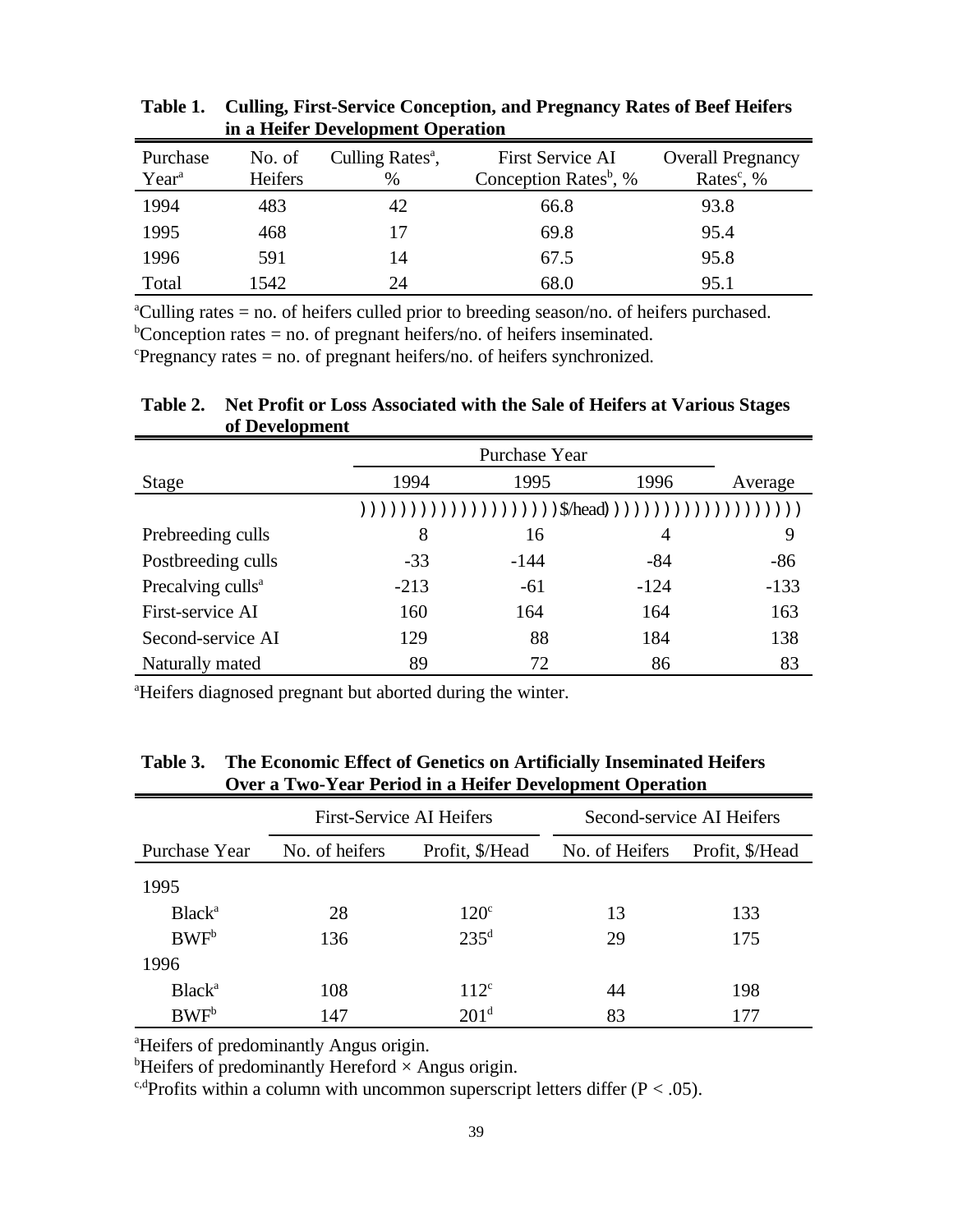**Table 1. Culling, First-Service Conception, and Pregnancy Rates of Beef Heifers in a Heifer Development Operation**

| Purchase Year[a] | No. of Heifers | Culling Rates[a], % | First Service AI Conception Rates[b], % | Overall Pregnancy Rates[c], % |
|---|---|---|---|---|
| 1994 | 483 | 42 | 66.8 | 93.8 |
| 1995 | 468 | 17 | 69.8 | 95.4 |
| 1996 | 591 | 14 | 67.5 | 95.8 |
| Total | 1542 | 24 | 68.0 | 95.1 |

[a]Culling rates = no. of heifers culled prior to breeding season/no. of heifers purchased.
[b]Conception rates = no. of pregnant heifers/no. of heifers inseminated.
[c]Pregnancy rates = no. of pregnant heifers/no. of heifers synchronized.

**Table 2. Net Profit or Loss Associated with the Sale of Heifers at Various Stages of Development**

| | Purchase Year | | | |
|---|---|---|---|---|
| Stage | 1994 | 1995 | 1996 | Average |
| | $/head | | | |
| Prebreeding culls | 8 | 16 | 4 | 9 |
| Postbreeding culls | -33 | -144 | -84 | -86 |
| Precalving culls[a] | -213 | -61 | -124 | -133 |
| First-service AI | 160 | 164 | 164 | 163 |
| Second-service AI | 129 | 88 | 184 | 138 |
| Naturally mated | 89 | 72 | 86 | 83 |

[a]Heifers diagnosed pregnant but aborted during the winter.

**Table 3. The Economic Effect of Genetics on Artificially Inseminated Heifers Over a Two-Year Period in a Heifer Development Operation**

| | First-Service AI Heifers | | Second-service AI Heifers | |
|---|---|---|---|---|
| Purchase Year | No. of heifers | Profit, $/Head | No. of Heifers | Profit, $/Head |
| 1995 | | | | |
| Black[a] | 28 | 120[c] | 13 | 133 |
| BWF[b] | 136 | 235[d] | 29 | 175 |
| 1996 | | | | |
| Black[a] | 108 | 112[c] | 44 | 198 |
| BWF[b] | 147 | 201[d] | 83 | 177 |

[a]Heifers of predominantly Angus origin.
[b]Heifers of predominantly Hereford × Angus origin.
[c,d]Profits within a column with uncommon superscript letters differ ($P < .05$).